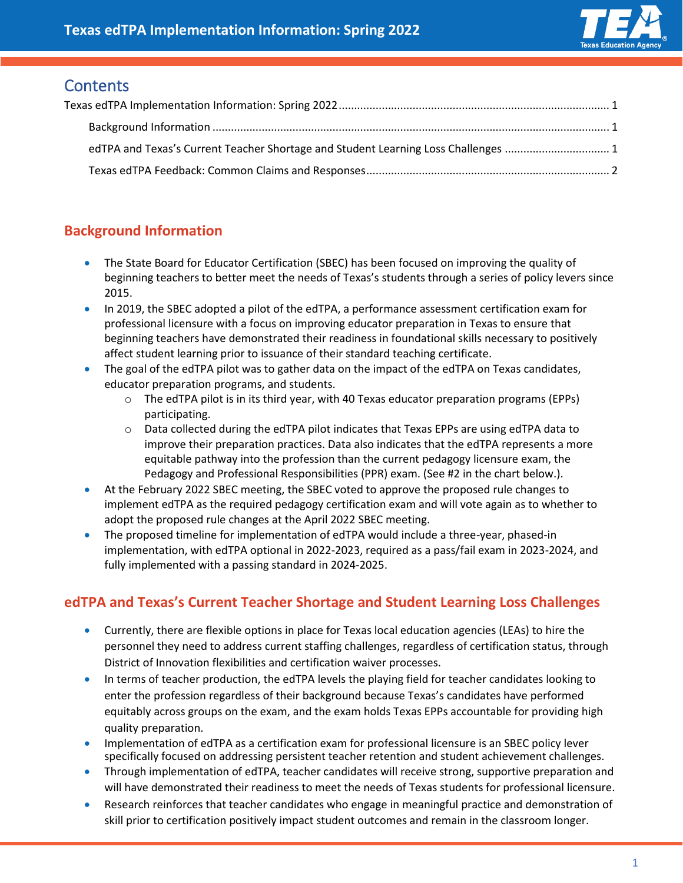# Texas edTPA Implementation Information: Spring 2022

## Contents

Texas edTPA Implementation Information: Spring 2022 ........ 1

Background Information ........ 1

edTPA and Texas's Current Teacher Shortage and Student Learning Loss Challenges ........ 1

Texas edTPA Feedback: Common Claims and Responses ........ 2

## Background Information

- The State Board for Educator Certification (SBEC) has been focused on improving the quality of beginning teachers to better meet the needs of Texas's students through a series of policy levers since 2015.
- In 2019, the SBEC adopted a pilot of the edTPA, a performance assessment certification exam for professional licensure with a focus on improving educator preparation in Texas to ensure that beginning teachers have demonstrated their readiness in foundational skills necessary to positively affect student learning prior to issuance of their standard teaching certificate.
- The goal of the edTPA pilot was to gather data on the impact of the edTPA on Texas candidates, educator preparation programs, and students.
  - The edTPA pilot is in its third year, with 40 Texas educator preparation programs (EPPs) participating.
  - Data collected during the edTPA pilot indicates that Texas EPPs are using edTPA data to improve their preparation practices. Data also indicates that the edTPA represents a more equitable pathway into the profession than the current pedagogy licensure exam, the Pedagogy and Professional Responsibilities (PPR) exam. (See #2 in the chart below.).
- At the February 2022 SBEC meeting, the SBEC voted to approve the proposed rule changes to implement edTPA as the required pedagogy certification exam and will vote again as to whether to adopt the proposed rule changes at the April 2022 SBEC meeting.
- The proposed timeline for implementation of edTPA would include a three-year, phased-in implementation, with edTPA optional in 2022-2023, required as a pass/fail exam in 2023-2024, and fully implemented with a passing standard in 2024-2025.

## edTPA and Texas's Current Teacher Shortage and Student Learning Loss Challenges

- Currently, there are flexible options in place for Texas local education agencies (LEAs) to hire the personnel they need to address current staffing challenges, regardless of certification status, through District of Innovation flexibilities and certification waiver processes.
- In terms of teacher production, the edTPA levels the playing field for teacher candidates looking to enter the profession regardless of their background because Texas's candidates have performed equitably across groups on the exam, and the exam holds Texas EPPs accountable for providing high quality preparation.
- Implementation of edTPA as a certification exam for professional licensure is an SBEC policy lever specifically focused on addressing persistent teacher retention and student achievement challenges.
- Through implementation of edTPA, teacher candidates will receive strong, supportive preparation and will have demonstrated their readiness to meet the needs of Texas students for professional licensure.
- Research reinforces that teacher candidates who engage in meaningful practice and demonstration of skill prior to certification positively impact student outcomes and remain in the classroom longer.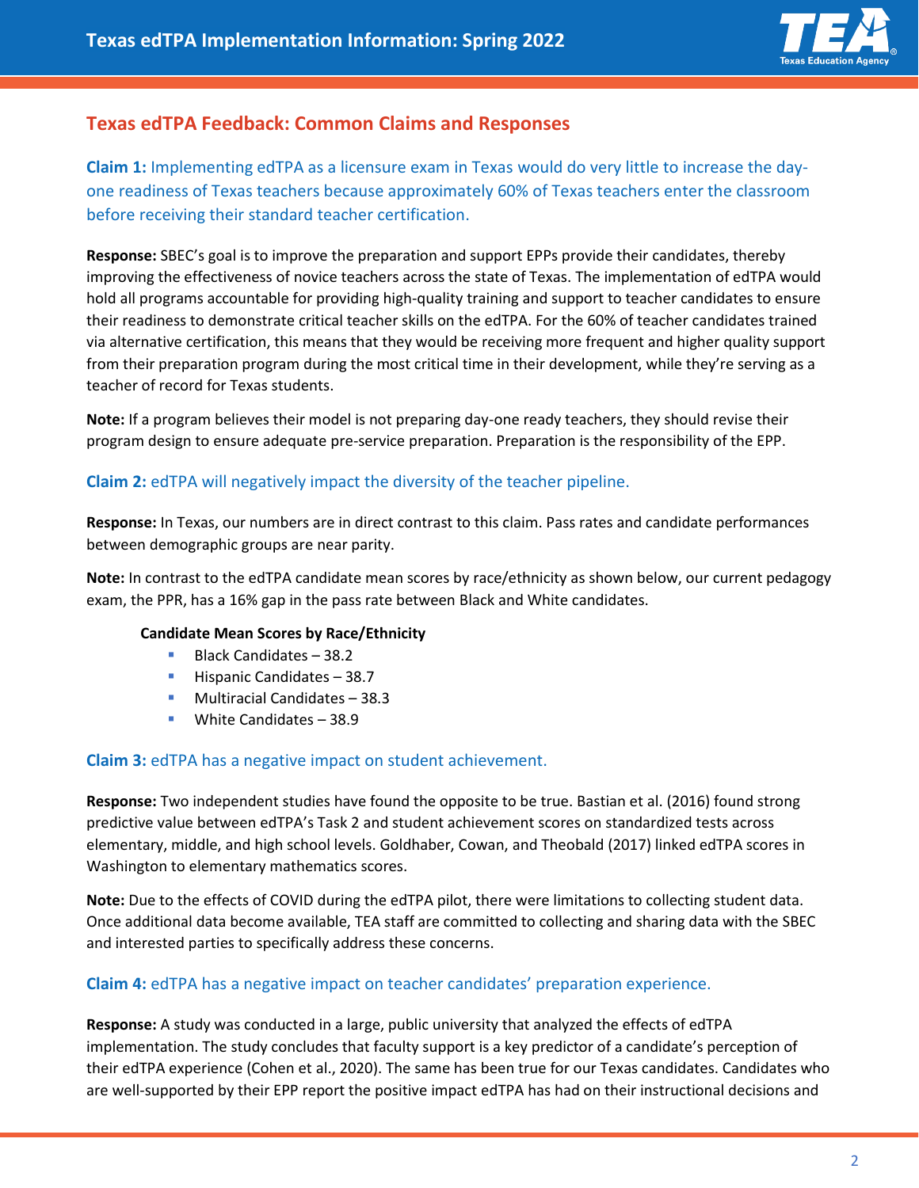## Texas edTPA Feedback: Common Claims and Responses

**Claim 1:** Implementing edTPA as a licensure exam in Texas would do very little to increase the day-one readiness of Texas teachers because approximately 60% of Texas teachers enter the classroom before receiving their standard teacher certification.

**Response:** SBEC's goal is to improve the preparation and support EPPs provide their candidates, thereby improving the effectiveness of novice teachers across the state of Texas. The implementation of edTPA would hold all programs accountable for providing high-quality training and support to teacher candidates to ensure their readiness to demonstrate critical teacher skills on the edTPA. For the 60% of teacher candidates trained via alternative certification, this means that they would be receiving more frequent and higher quality support from their preparation program during the most critical time in their development, while they're serving as a teacher of record for Texas students.

**Note:** If a program believes their model is not preparing day-one ready teachers, they should revise their program design to ensure adequate pre-service preparation. Preparation is the responsibility of the EPP.

**Claim 2:** edTPA will negatively impact the diversity of the teacher pipeline.

**Response:** In Texas, our numbers are in direct contrast to this claim. Pass rates and candidate performances between demographic groups are near parity.

**Note:** In contrast to the edTPA candidate mean scores by race/ethnicity as shown below, our current pedagogy exam, the PPR, has a 16% gap in the pass rate between Black and White candidates.

**Candidate Mean Scores by Race/Ethnicity**

- Black Candidates – 38.2
- Hispanic Candidates – 38.7
- Multiracial Candidates – 38.3
- White Candidates – 38.9

**Claim 3:** edTPA has a negative impact on student achievement.

**Response:** Two independent studies have found the opposite to be true. Bastian et al. (2016) found strong predictive value between edTPA's Task 2 and student achievement scores on standardized tests across elementary, middle, and high school levels. Goldhaber, Cowan, and Theobald (2017) linked edTPA scores in Washington to elementary mathematics scores.

**Note:** Due to the effects of COVID during the edTPA pilot, there were limitations to collecting student data. Once additional data become available, TEA staff are committed to collecting and sharing data with the SBEC and interested parties to specifically address these concerns.

**Claim 4:** edTPA has a negative impact on teacher candidates' preparation experience.

**Response:** A study was conducted in a large, public university that analyzed the effects of edTPA implementation. The study concludes that faculty support is a key predictor of a candidate's perception of their edTPA experience (Cohen et al., 2020). The same has been true for our Texas candidates. Candidates who are well-supported by their EPP report the positive impact edTPA has had on their instructional decisions and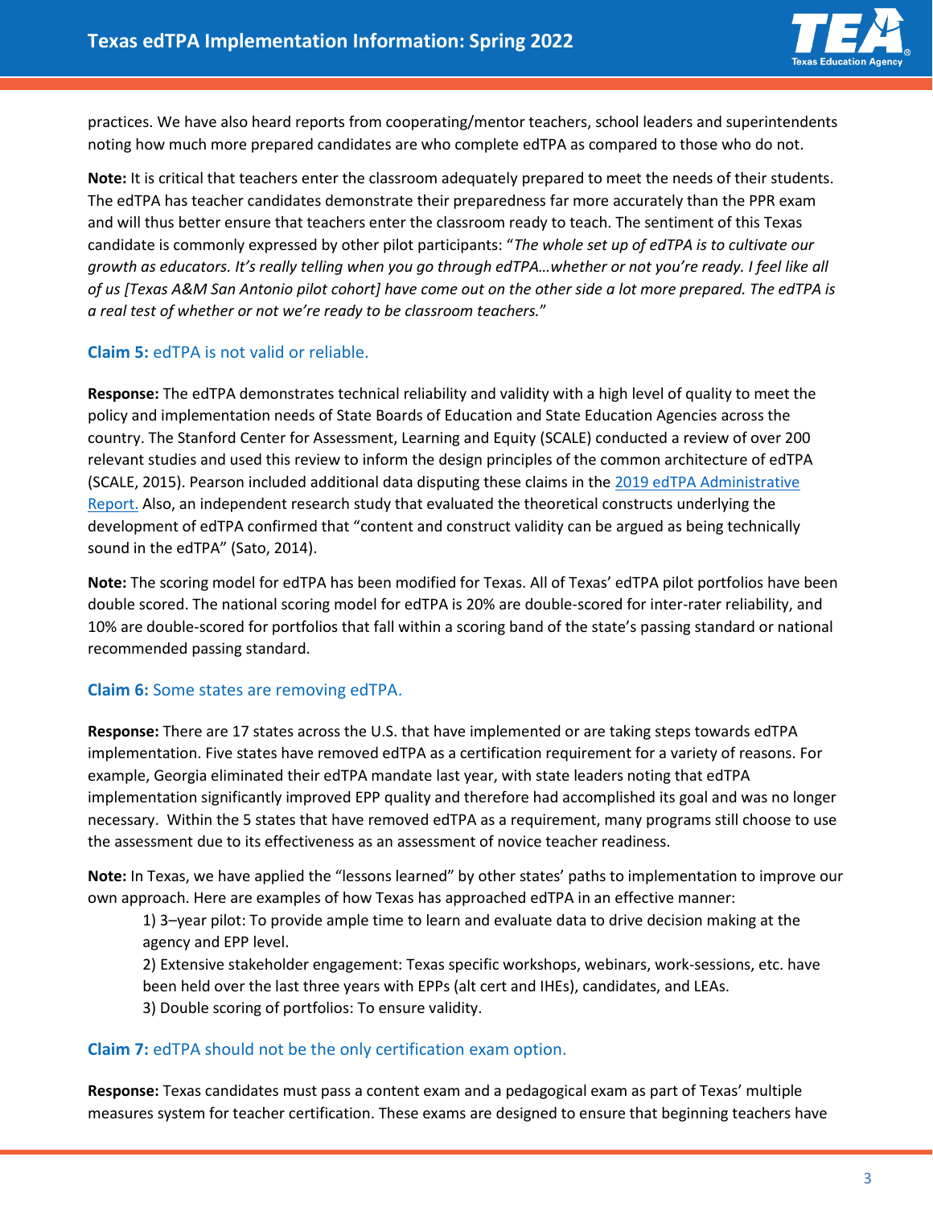practices. We have also heard reports from cooperating/mentor teachers, school leaders and superintendents noting how much more prepared candidates are who complete edTPA as compared to those who do not.

**Note:** It is critical that teachers enter the classroom adequately prepared to meet the needs of their students. The edTPA has teacher candidates demonstrate their preparedness far more accurately than the PPR exam and will thus better ensure that teachers enter the classroom ready to teach. The sentiment of this Texas candidate is commonly expressed by other pilot participants: "*The whole set up of edTPA is to cultivate our growth as educators. It's really telling when you go through edTPA…whether or not you're ready. I feel like all of us [Texas A&M San Antonio pilot cohort] have come out on the other side a lot more prepared. The edTPA is a real test of whether or not we're ready to be classroom teachers.*"

### **Claim 5:** edTPA is not valid or reliable.

**Response:** The edTPA demonstrates technical reliability and validity with a high level of quality to meet the policy and implementation needs of State Boards of Education and State Education Agencies across the country. The Stanford Center for Assessment, Learning and Equity (SCALE) conducted a review of over 200 relevant studies and used this review to inform the design principles of the common architecture of edTPA (SCALE, 2015). Pearson included additional data disputing these claims in the 2019 edTPA Administrative Report. Also, an independent research study that evaluated the theoretical constructs underlying the development of edTPA confirmed that "content and construct validity can be argued as being technically sound in the edTPA" (Sato, 2014).

**Note:** The scoring model for edTPA has been modified for Texas. All of Texas' edTPA pilot portfolios have been double scored. The national scoring model for edTPA is 20% are double-scored for inter-rater reliability, and 10% are double-scored for portfolios that fall within a scoring band of the state's passing standard or national recommended passing standard.

### **Claim 6:** Some states are removing edTPA.

**Response:** There are 17 states across the U.S. that have implemented or are taking steps towards edTPA implementation. Five states have removed edTPA as a certification requirement for a variety of reasons. For example, Georgia eliminated their edTPA mandate last year, with state leaders noting that edTPA implementation significantly improved EPP quality and therefore had accomplished its goal and was no longer necessary. Within the 5 states that have removed edTPA as a requirement, many programs still choose to use the assessment due to its effectiveness as an assessment of novice teacher readiness.

**Note:** In Texas, we have applied the "lessons learned" by other states' paths to implementation to improve our own approach. Here are examples of how Texas has approached edTPA in an effective manner:

1) 3–year pilot: To provide ample time to learn and evaluate data to drive decision making at the agency and EPP level.
2) Extensive stakeholder engagement: Texas specific workshops, webinars, work-sessions, etc. have been held over the last three years with EPPs (alt cert and IHEs), candidates, and LEAs.
3) Double scoring of portfolios: To ensure validity.

### **Claim 7:** edTPA should not be the only certification exam option.

**Response:** Texas candidates must pass a content exam and a pedagogical exam as part of Texas' multiple measures system for teacher certification. These exams are designed to ensure that beginning teachers have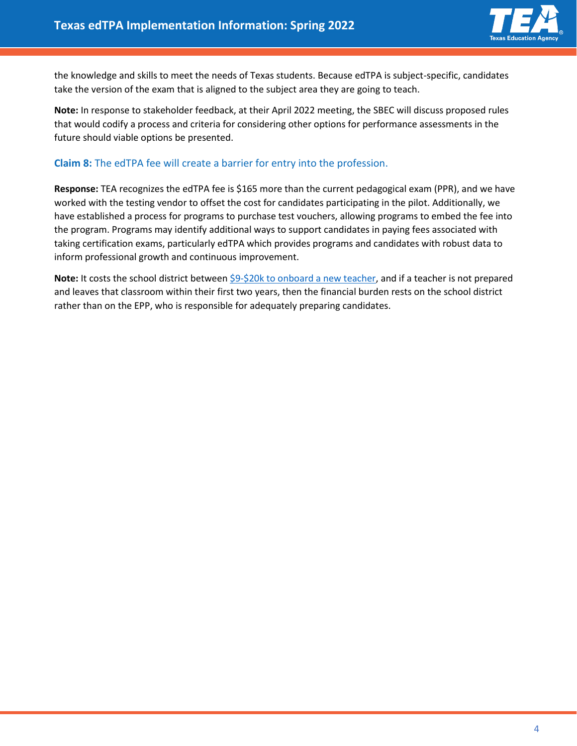the knowledge and skills to meet the needs of Texas students. Because edTPA is subject-specific, candidates take the version of the exam that is aligned to the subject area they are going to teach.

**Note:** In response to stakeholder feedback, at their April 2022 meeting, the SBEC will discuss proposed rules that would codify a process and criteria for considering other options for performance assessments in the future should viable options be presented.

### **Claim 8:** The edTPA fee will create a barrier for entry into the profession.

**Response:** TEA recognizes the edTPA fee is $165 more than the current pedagogical exam (PPR), and we have worked with the testing vendor to offset the cost for candidates participating in the pilot. Additionally, we have established a process for programs to purchase test vouchers, allowing programs to embed the fee into the program. Programs may identify additional ways to support candidates in paying fees associated with taking certification exams, particularly edTPA which provides programs and candidates with robust data to inform professional growth and continuous improvement.

**Note:** It costs the school district between $9-$20k to onboard a new teacher, and if a teacher is not prepared and leaves that classroom within their first two years, then the financial burden rests on the school district rather than on the EPP, who is responsible for adequately preparing candidates.